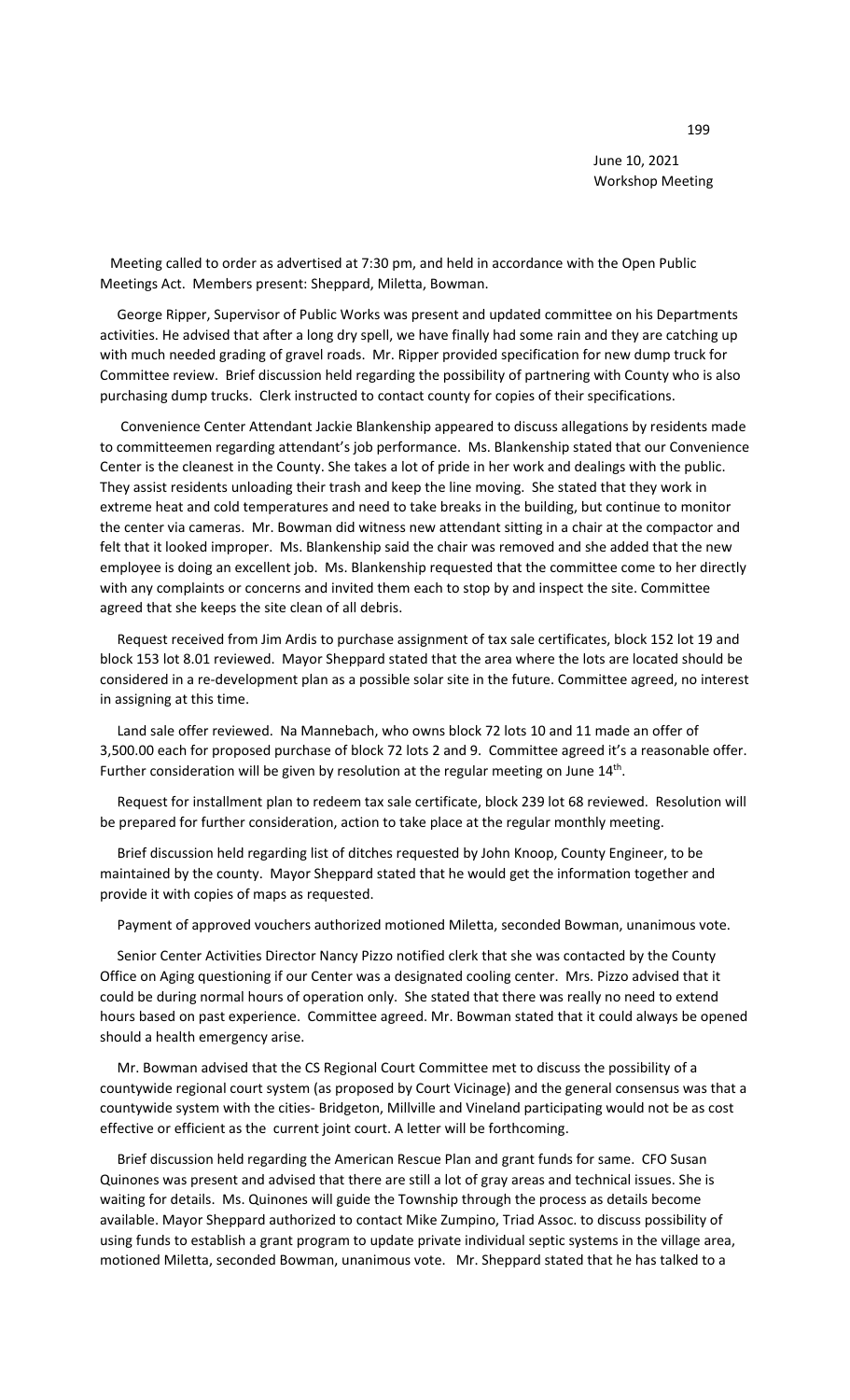June 10, 2021
Workshop Meeting

Meeting called to order as advertised at 7:30 pm, and held in accordance with the Open Public Meetings Act. Members present: Sheppard, Miletta, Bowman.

George Ripper, Supervisor of Public Works was present and updated committee on his Departments activities. He advised that after a long dry spell, we have finally had some rain and they are catching up with much needed grading of gravel roads. Mr. Ripper provided specification for new dump truck for Committee review. Brief discussion held regarding the possibility of partnering with County who is also purchasing dump trucks. Clerk instructed to contact county for copies of their specifications.

Convenience Center Attendant Jackie Blankenship appeared to discuss allegations by residents made to committeemen regarding attendant's job performance. Ms. Blankenship stated that our Convenience Center is the cleanest in the County. She takes a lot of pride in her work and dealings with the public. They assist residents unloading their trash and keep the line moving. She stated that they work in extreme heat and cold temperatures and need to take breaks in the building, but continue to monitor the center via cameras. Mr. Bowman did witness new attendant sitting in a chair at the compactor and felt that it looked improper. Ms. Blankenship said the chair was removed and she added that the new employee is doing an excellent job. Ms. Blankenship requested that the committee come to her directly with any complaints or concerns and invited them each to stop by and inspect the site. Committee agreed that she keeps the site clean of all debris.

Request received from Jim Ardis to purchase assignment of tax sale certificates, block 152 lot 19 and block 153 lot 8.01 reviewed. Mayor Sheppard stated that the area where the lots are located should be considered in a re-development plan as a possible solar site in the future. Committee agreed, no interest in assigning at this time.

Land sale offer reviewed. Na Mannebach, who owns block 72 lots 10 and 11 made an offer of 3,500.00 each for proposed purchase of block 72 lots 2 and 9. Committee agreed it's a reasonable offer. Further consideration will be given by resolution at the regular meeting on June 14th.

Request for installment plan to redeem tax sale certificate, block 239 lot 68 reviewed. Resolution will be prepared for further consideration, action to take place at the regular monthly meeting.

Brief discussion held regarding list of ditches requested by John Knoop, County Engineer, to be maintained by the county. Mayor Sheppard stated that he would get the information together and provide it with copies of maps as requested.

Payment of approved vouchers authorized motioned Miletta, seconded Bowman, unanimous vote.

Senior Center Activities Director Nancy Pizzo notified clerk that she was contacted by the County Office on Aging questioning if our Center was a designated cooling center. Mrs. Pizzo advised that it could be during normal hours of operation only. She stated that there was really no need to extend hours based on past experience. Committee agreed. Mr. Bowman stated that it could always be opened should a health emergency arise.

Mr. Bowman advised that the CS Regional Court Committee met to discuss the possibility of a countywide regional court system (as proposed by Court Vicinage) and the general consensus was that a countywide system with the cities- Bridgeton, Millville and Vineland participating would not be as cost effective or efficient as the current joint court. A letter will be forthcoming.

Brief discussion held regarding the American Rescue Plan and grant funds for same. CFO Susan Quinones was present and advised that there are still a lot of gray areas and technical issues. She is waiting for details. Ms. Quinones will guide the Township through the process as details become available. Mayor Sheppard authorized to contact Mike Zumpino, Triad Assoc. to discuss possibility of using funds to establish a grant program to update private individual septic systems in the village area, motioned Miletta, seconded Bowman, unanimous vote. Mr. Sheppard stated that he has talked to a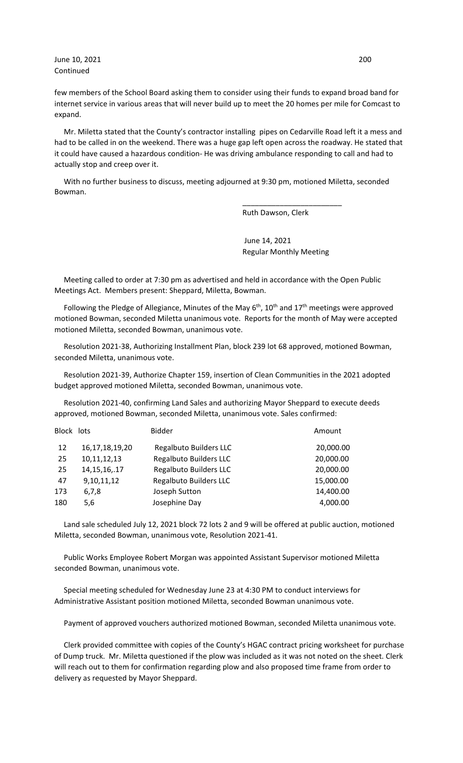few members of the School Board asking them to consider using their funds to expand broad band for internet service in various areas that will never build up to meet the 20 homes per mile for Comcast to expand.

Mr. Miletta stated that the County's contractor installing pipes on Cedarville Road left it a mess and had to be called in on the weekend. There was a huge gap left open across the roadway. He stated that it could have caused a hazardous condition- He was driving ambulance responding to call and had to actually stop and creep over it.

With no further business to discuss, meeting adjourned at 9:30 pm, motioned Miletta, seconded Bowman.

\_\_\_\_\_\_\_\_\_\_\_\_\_\_\_\_\_\_\_\_\_\_\_\_

Ruth Dawson, Clerk

June 14, 2021
Regular Monthly Meeting

Meeting called to order at 7:30 pm as advertised and held in accordance with the Open Public Meetings Act. Members present: Sheppard, Miletta, Bowman.

Following the Pledge of Allegiance, Minutes of the May 6th, 10th and 17th meetings were approved motioned Bowman, seconded Miletta unanimous vote. Reports for the month of May were accepted motioned Miletta, seconded Bowman, unanimous vote.

Resolution 2021-38, Authorizing Installment Plan, block 239 lot 68 approved, motioned Bowman, seconded Miletta, unanimous vote.

Resolution 2021-39, Authorize Chapter 159, insertion of Clean Communities in the 2021 adopted budget approved motioned Miletta, seconded Bowman, unanimous vote.

Resolution 2021-40, confirming Land Sales and authorizing Mayor Sheppard to execute deeds approved, motioned Bowman, seconded Miletta, unanimous vote. Sales confirmed:

| Block | lots | Bidder | Amount |
|---|---|---|---|
| 12 | 16,17,18,19,20 | Regalbuto Builders LLC | 20,000.00 |
| 25 | 10,11,12,13 | Regalbuto Builders LLC | 20,000.00 |
| 25 | 14,15,16,.17 | Regalbuto Builders LLC | 20,000.00 |
| 47 | 9,10,11,12 | Regalbuto Builders LLC | 15,000.00 |
| 173 | 6,7,8 | Joseph Sutton | 14,400.00 |
| 180 | 5,6 | Josephine Day | 4,000.00 |

Land sale scheduled July 12, 2021 block 72 lots 2 and 9 will be offered at public auction, motioned Miletta, seconded Bowman, unanimous vote, Resolution 2021-41.

Public Works Employee Robert Morgan was appointed Assistant Supervisor motioned Miletta seconded Bowman, unanimous vote.

Special meeting scheduled for Wednesday June 23 at 4:30 PM to conduct interviews for Administrative Assistant position motioned Miletta, seconded Bowman unanimous vote.

Payment of approved vouchers authorized motioned Bowman, seconded Miletta unanimous vote.

Clerk provided committee with copies of the County's HGAC contract pricing worksheet for purchase of Dump truck. Mr. Miletta questioned if the plow was included as it was not noted on the sheet. Clerk will reach out to them for confirmation regarding plow and also proposed time frame from order to delivery as requested by Mayor Sheppard.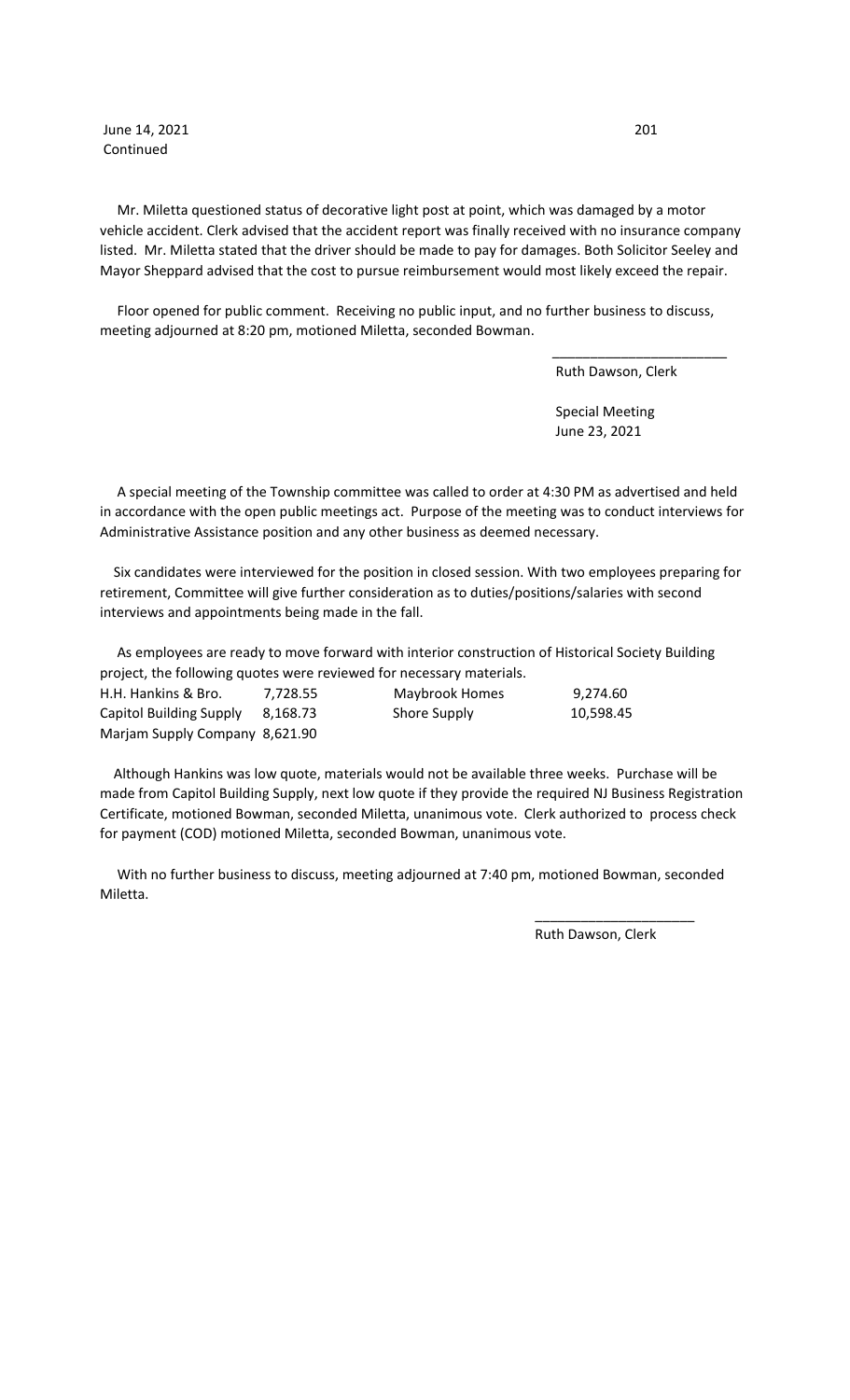June 14, 2021
Continued

Mr. Miletta questioned status of decorative light post at point, which was damaged by a motor vehicle accident. Clerk advised that the accident report was finally received with no insurance company listed. Mr. Miletta stated that the driver should be made to pay for damages. Both Solicitor Seeley and Mayor Sheppard advised that the cost to pursue reimbursement would most likely exceed the repair.

Floor opened for public comment. Receiving no public input, and no further business to discuss, meeting adjourned at 8:20 pm, motioned Miletta, seconded Bowman.

\_\_\_\_\_\_\_\_\_\_\_\_\_\_\_\_\_\_\_\_\_\_\_
Ruth Dawson, Clerk

Special Meeting
June 23, 2021

A special meeting of the Township committee was called to order at 4:30 PM as advertised and held in accordance with the open public meetings act. Purpose of the meeting was to conduct interviews for Administrative Assistance position and any other business as deemed necessary.

Six candidates were interviewed for the position in closed session. With two employees preparing for retirement, Committee will give further consideration as to duties/positions/salaries with second interviews and appointments being made in the fall.

As employees are ready to move forward with interior construction of Historical Society Building project, the following quotes were reviewed for necessary materials.

| | | | |
|---|---|---|---|
| H.H. Hankins & Bro. | 7,728.55 | Maybrook Homes | 9,274.60 |
| Capitol Building Supply | 8,168.73 | Shore Supply | 10,598.45 |
| Marjam Supply Company | 8,621.90 | | |

Although Hankins was low quote, materials would not be available three weeks. Purchase will be made from Capitol Building Supply, next low quote if they provide the required NJ Business Registration Certificate, motioned Bowman, seconded Miletta, unanimous vote. Clerk authorized to process check for payment (COD) motioned Miletta, seconded Bowman, unanimous vote.

With no further business to discuss, meeting adjourned at 7:40 pm, motioned Bowman, seconded Miletta.

\_\_\_\_\_\_\_\_\_\_\_\_\_\_\_\_\_\_\_\_\_\_
Ruth Dawson, Clerk